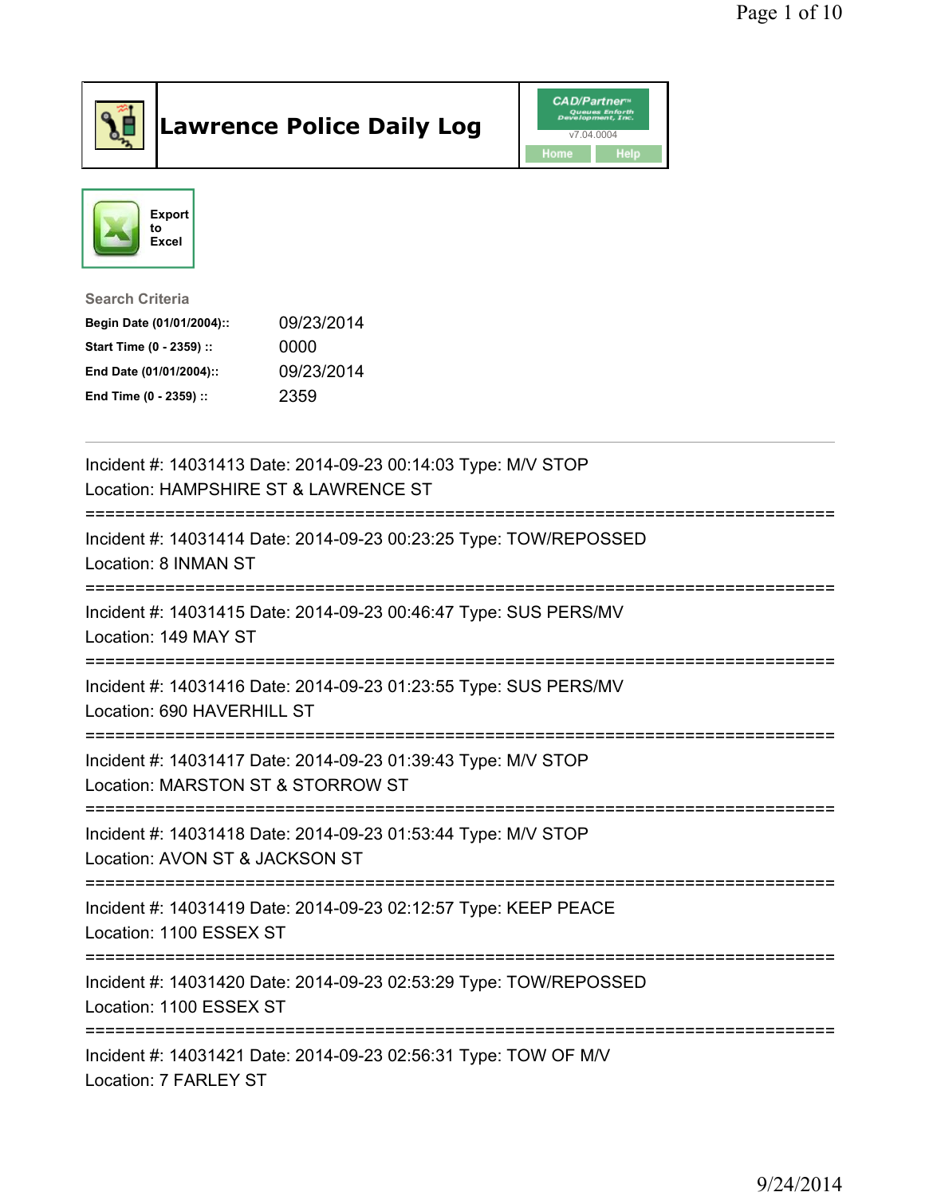# Lawrence Police Daily Log

CAD/Partner™ v7.04.0004

Home Help

Export to Excel

**Search Criteria**

| | |
|---|---|
| **Begin Date (01/01/2004)::** | 09/23/2014 |
| **Start Time (0 - 2359) ::** | 0000 |
| **End Date (01/01/2004)::** | 09/23/2014 |
| **End Time (0 - 2359) ::** | 2359 |

---

Incident #: 14031413 Date: 2014-09-23 00:14:03 Type: M/V STOP
Location: HAMPSHIRE ST & LAWRENCE ST

===========================================================================

Incident #: 14031414 Date: 2014-09-23 00:23:25 Type: TOW/REPOSSED
Location: 8 INMAN ST

===========================================================================

Incident #: 14031415 Date: 2014-09-23 00:46:47 Type: SUS PERS/MV
Location: 149 MAY ST

===========================================================================

Incident #: 14031416 Date: 2014-09-23 01:23:55 Type: SUS PERS/MV
Location: 690 HAVERHILL ST

===========================================================================

Incident #: 14031417 Date: 2014-09-23 01:39:43 Type: M/V STOP
Location: MARSTON ST & STORROW ST

===========================================================================

Incident #: 14031418 Date: 2014-09-23 01:53:44 Type: M/V STOP
Location: AVON ST & JACKSON ST

===========================================================================

Incident #: 14031419 Date: 2014-09-23 02:12:57 Type: KEEP PEACE
Location: 1100 ESSEX ST

===========================================================================

Incident #: 14031420 Date: 2014-09-23 02:53:29 Type: TOW/REPOSSED
Location: 1100 ESSEX ST

===========================================================================

Incident #: 14031421 Date: 2014-09-23 02:56:31 Type: TOW OF M/V
Location: 7 FARLEY ST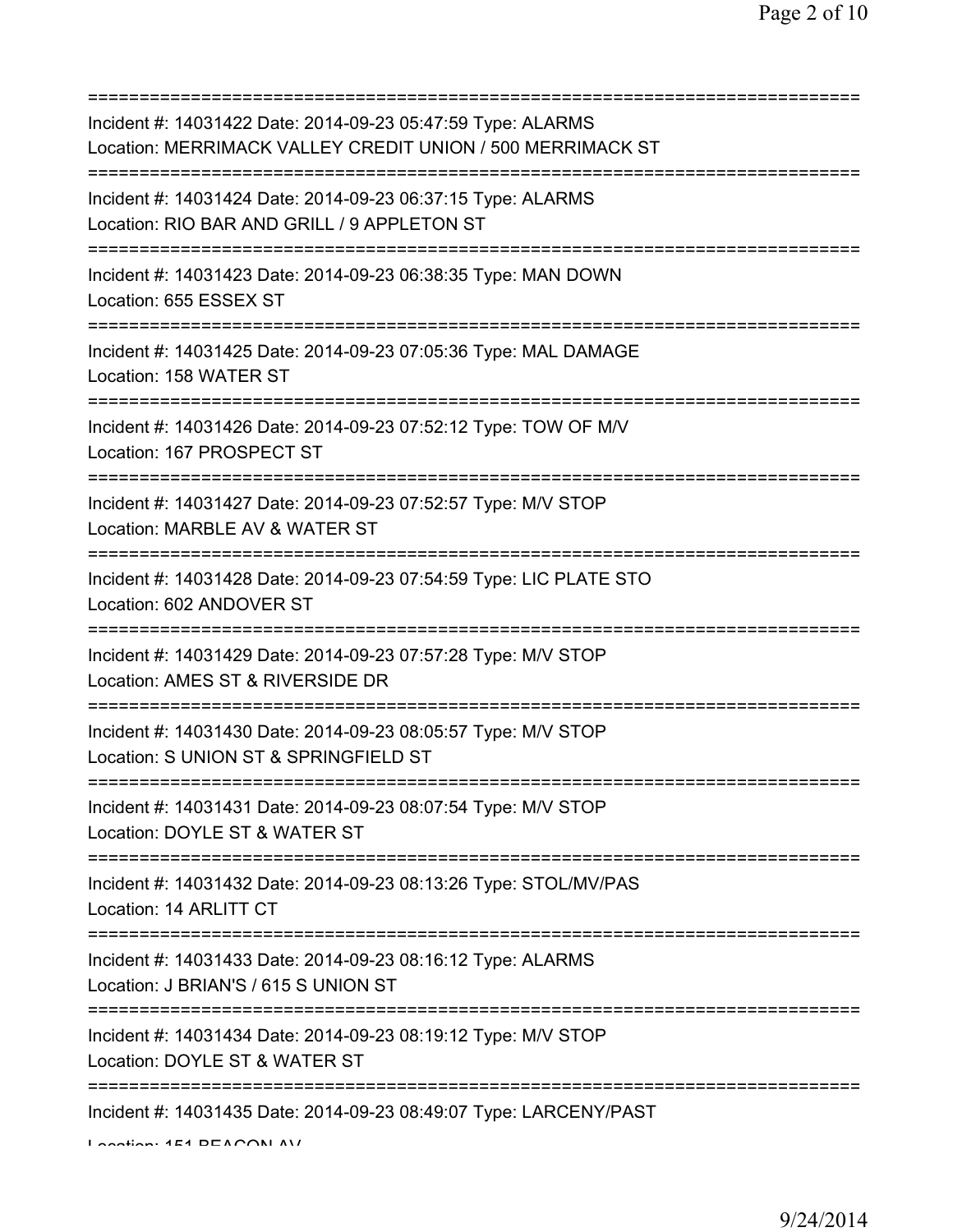==============================================================================

Incident #: 14031422 Date: 2014-09-23 05:47:59 Type: ALARMS
Location: MERRIMACK VALLEY CREDIT UNION / 500 MERRIMACK ST

==============================================================================

Incident #: 14031424 Date: 2014-09-23 06:37:15 Type: ALARMS
Location: RIO BAR AND GRILL / 9 APPLETON ST

==============================================================================

Incident #: 14031423 Date: 2014-09-23 06:38:35 Type: MAN DOWN
Location: 655 ESSEX ST

==============================================================================

Incident #: 14031425 Date: 2014-09-23 07:05:36 Type: MAL DAMAGE
Location: 158 WATER ST

==============================================================================

Incident #: 14031426 Date: 2014-09-23 07:52:12 Type: TOW OF M/V
Location: 167 PROSPECT ST

==============================================================================

Incident #: 14031427 Date: 2014-09-23 07:52:57 Type: M/V STOP
Location: MARBLE AV & WATER ST

==============================================================================

Incident #: 14031428 Date: 2014-09-23 07:54:59 Type: LIC PLATE STO
Location: 602 ANDOVER ST

==============================================================================

Incident #: 14031429 Date: 2014-09-23 07:57:28 Type: M/V STOP
Location: AMES ST & RIVERSIDE DR

==============================================================================

Incident #: 14031430 Date: 2014-09-23 08:05:57 Type: M/V STOP
Location: S UNION ST & SPRINGFIELD ST

==============================================================================

Incident #: 14031431 Date: 2014-09-23 08:07:54 Type: M/V STOP
Location: DOYLE ST & WATER ST

==============================================================================

Incident #: 14031432 Date: 2014-09-23 08:13:26 Type: STOL/MV/PAS
Location: 14 ARLITT CT

==============================================================================

Incident #: 14031433 Date: 2014-09-23 08:16:12 Type: ALARMS
Location: J BRIAN'S / 615 S UNION ST

==============================================================================

Incident #: 14031434 Date: 2014-09-23 08:19:12 Type: M/V STOP
Location: DOYLE ST & WATER ST

==============================================================================

Incident #: 14031435 Date: 2014-09-23 08:49:07 Type: LARCENY/PAST
Location: 151 BEACON AV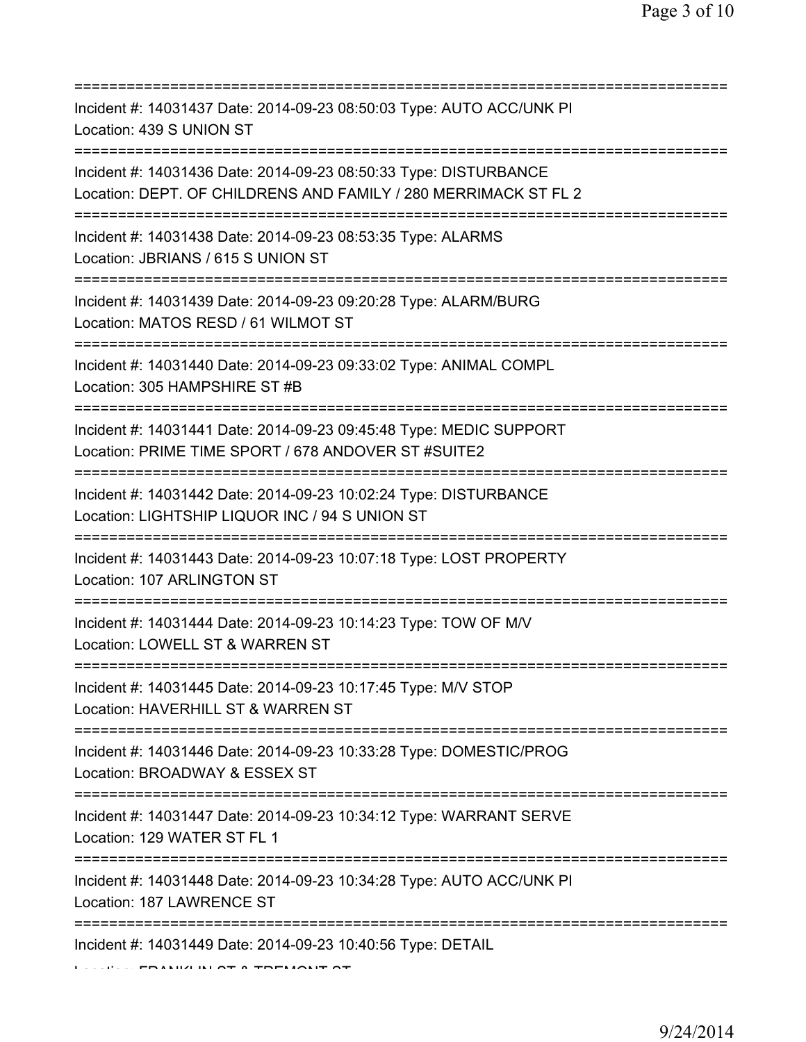===========================================================================

Incident #: 14031437 Date: 2014-09-23 08:50:03 Type: AUTO ACC/UNK PI
Location: 439 S UNION ST

===========================================================================

Incident #: 14031436 Date: 2014-09-23 08:50:33 Type: DISTURBANCE
Location: DEPT. OF CHILDRENS AND FAMILY / 280 MERRIMACK ST FL 2

===========================================================================

Incident #: 14031438 Date: 2014-09-23 08:53:35 Type: ALARMS
Location: JBRIANS / 615 S UNION ST

===========================================================================

Incident #: 14031439 Date: 2014-09-23 09:20:28 Type: ALARM/BURG
Location: MATOS RESD / 61 WILMOT ST

===========================================================================

Incident #: 14031440 Date: 2014-09-23 09:33:02 Type: ANIMAL COMPL
Location: 305 HAMPSHIRE ST #B

===========================================================================

Incident #: 14031441 Date: 2014-09-23 09:45:48 Type: MEDIC SUPPORT
Location: PRIME TIME SPORT / 678 ANDOVER ST #SUITE2

===========================================================================

Incident #: 14031442 Date: 2014-09-23 10:02:24 Type: DISTURBANCE
Location: LIGHTSHIP LIQUOR INC / 94 S UNION ST

===========================================================================

Incident #: 14031443 Date: 2014-09-23 10:07:18 Type: LOST PROPERTY
Location: 107 ARLINGTON ST

===========================================================================

Incident #: 14031444 Date: 2014-09-23 10:14:23 Type: TOW OF M/V
Location: LOWELL ST & WARREN ST

===========================================================================

Incident #: 14031445 Date: 2014-09-23 10:17:45 Type: M/V STOP
Location: HAVERHILL ST & WARREN ST

===========================================================================

Incident #: 14031446 Date: 2014-09-23 10:33:28 Type: DOMESTIC/PROG
Location: BROADWAY & ESSEX ST

===========================================================================

Incident #: 14031447 Date: 2014-09-23 10:34:12 Type: WARRANT SERVE
Location: 129 WATER ST FL 1

===========================================================================

Incident #: 14031448 Date: 2014-09-23 10:34:28 Type: AUTO ACC/UNK PI
Location: 187 LAWRENCE ST

===========================================================================

Incident #: 14031449 Date: 2014-09-23 10:40:56 Type: DETAIL
Location: FRANKLIN ST & TREMONT ST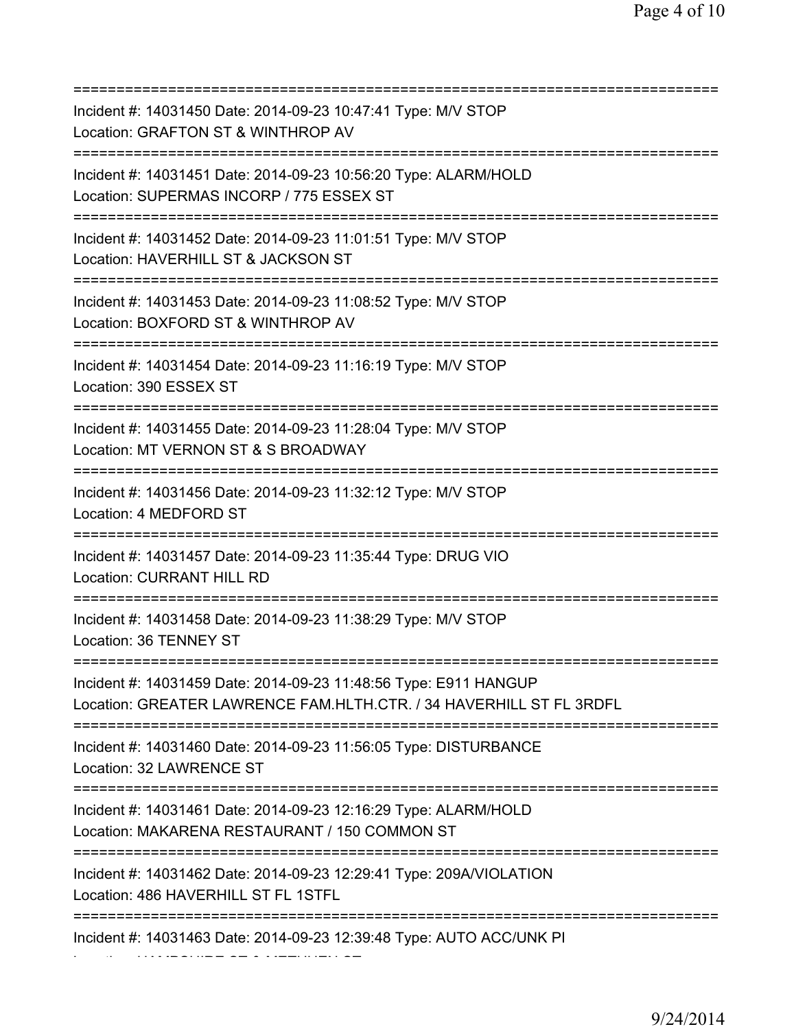==========================================================================
Incident #: 14031450 Date: 2014-09-23 10:47:41 Type: M/V STOP
Location: GRAFTON ST & WINTHROP AV
==========================================================================
Incident #: 14031451 Date: 2014-09-23 10:56:20 Type: ALARM/HOLD
Location: SUPERMAS INCORP / 775 ESSEX ST
==========================================================================
Incident #: 14031452 Date: 2014-09-23 11:01:51 Type: M/V STOP
Location: HAVERHILL ST & JACKSON ST
==========================================================================
Incident #: 14031453 Date: 2014-09-23 11:08:52 Type: M/V STOP
Location: BOXFORD ST & WINTHROP AV
==========================================================================
Incident #: 14031454 Date: 2014-09-23 11:16:19 Type: M/V STOP
Location: 390 ESSEX ST
==========================================================================
Incident #: 14031455 Date: 2014-09-23 11:28:04 Type: M/V STOP
Location: MT VERNON ST & S BROADWAY
==========================================================================
Incident #: 14031456 Date: 2014-09-23 11:32:12 Type: M/V STOP
Location: 4 MEDFORD ST
==========================================================================
Incident #: 14031457 Date: 2014-09-23 11:35:44 Type: DRUG VIO
Location: CURRANT HILL RD
==========================================================================
Incident #: 14031458 Date: 2014-09-23 11:38:29 Type: M/V STOP
Location: 36 TENNEY ST
==========================================================================
Incident #: 14031459 Date: 2014-09-23 11:48:56 Type: E911 HANGUP
Location: GREATER LAWRENCE FAM.HLTH.CTR. / 34 HAVERHILL ST FL 3RDFL
==========================================================================
Incident #: 14031460 Date: 2014-09-23 11:56:05 Type: DISTURBANCE
Location: 32 LAWRENCE ST
==========================================================================
Incident #: 14031461 Date: 2014-09-23 12:16:29 Type: ALARM/HOLD
Location: MAKARENA RESTAURANT / 150 COMMON ST
==========================================================================
Incident #: 14031462 Date: 2014-09-23 12:29:41 Type: 209A/VIOLATION
Location: 486 HAVERHILL ST FL 1STFL
==========================================================================
Incident #: 14031463 Date: 2014-09-23 12:39:48 Type: AUTO ACC/UNK PI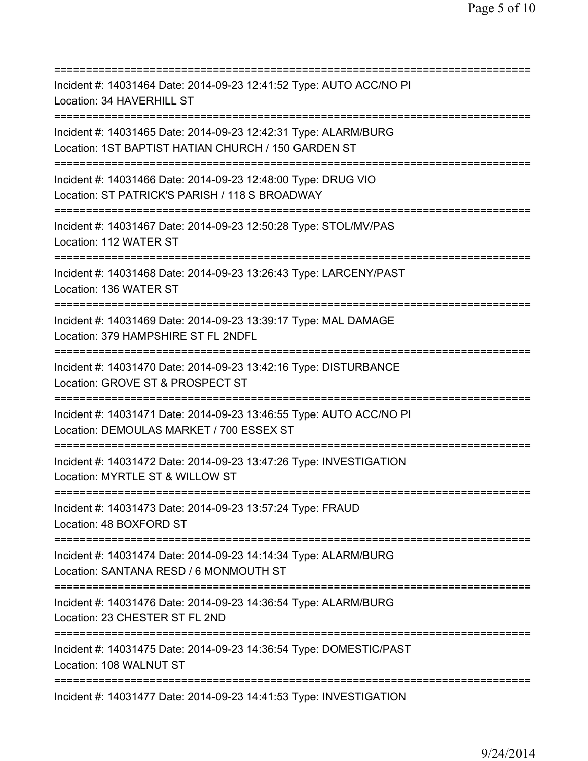===========================================================================
Incident #: 14031464 Date: 2014-09-23 12:41:52 Type: AUTO ACC/NO PI
Location: 34 HAVERHILL ST
===========================================================================
Incident #: 14031465 Date: 2014-09-23 12:42:31 Type: ALARM/BURG
Location: 1ST BAPTIST HATIAN CHURCH / 150 GARDEN ST
===========================================================================
Incident #: 14031466 Date: 2014-09-23 12:48:00 Type: DRUG VIO
Location: ST PATRICK'S PARISH / 118 S BROADWAY
===========================================================================
Incident #: 14031467 Date: 2014-09-23 12:50:28 Type: STOL/MV/PAS
Location: 112 WATER ST
===========================================================================
Incident #: 14031468 Date: 2014-09-23 13:26:43 Type: LARCENY/PAST
Location: 136 WATER ST
===========================================================================
Incident #: 14031469 Date: 2014-09-23 13:39:17 Type: MAL DAMAGE
Location: 379 HAMPSHIRE ST FL 2NDFL
===========================================================================
Incident #: 14031470 Date: 2014-09-23 13:42:16 Type: DISTURBANCE
Location: GROVE ST & PROSPECT ST
===========================================================================
Incident #: 14031471 Date: 2014-09-23 13:46:55 Type: AUTO ACC/NO PI
Location: DEMOULAS MARKET / 700 ESSEX ST
===========================================================================
Incident #: 14031472 Date: 2014-09-23 13:47:26 Type: INVESTIGATION
Location: MYRTLE ST & WILLOW ST
===========================================================================
Incident #: 14031473 Date: 2014-09-23 13:57:24 Type: FRAUD
Location: 48 BOXFORD ST
===========================================================================
Incident #: 14031474 Date: 2014-09-23 14:14:34 Type: ALARM/BURG
Location: SANTANA RESD / 6 MONMOUTH ST
===========================================================================
Incident #: 14031476 Date: 2014-09-23 14:36:54 Type: ALARM/BURG
Location: 23 CHESTER ST FL 2ND
===========================================================================
Incident #: 14031475 Date: 2014-09-23 14:36:54 Type: DOMESTIC/PAST
Location: 108 WALNUT ST
===========================================================================
Incident #: 14031477 Date: 2014-09-23 14:41:53 Type: INVESTIGATION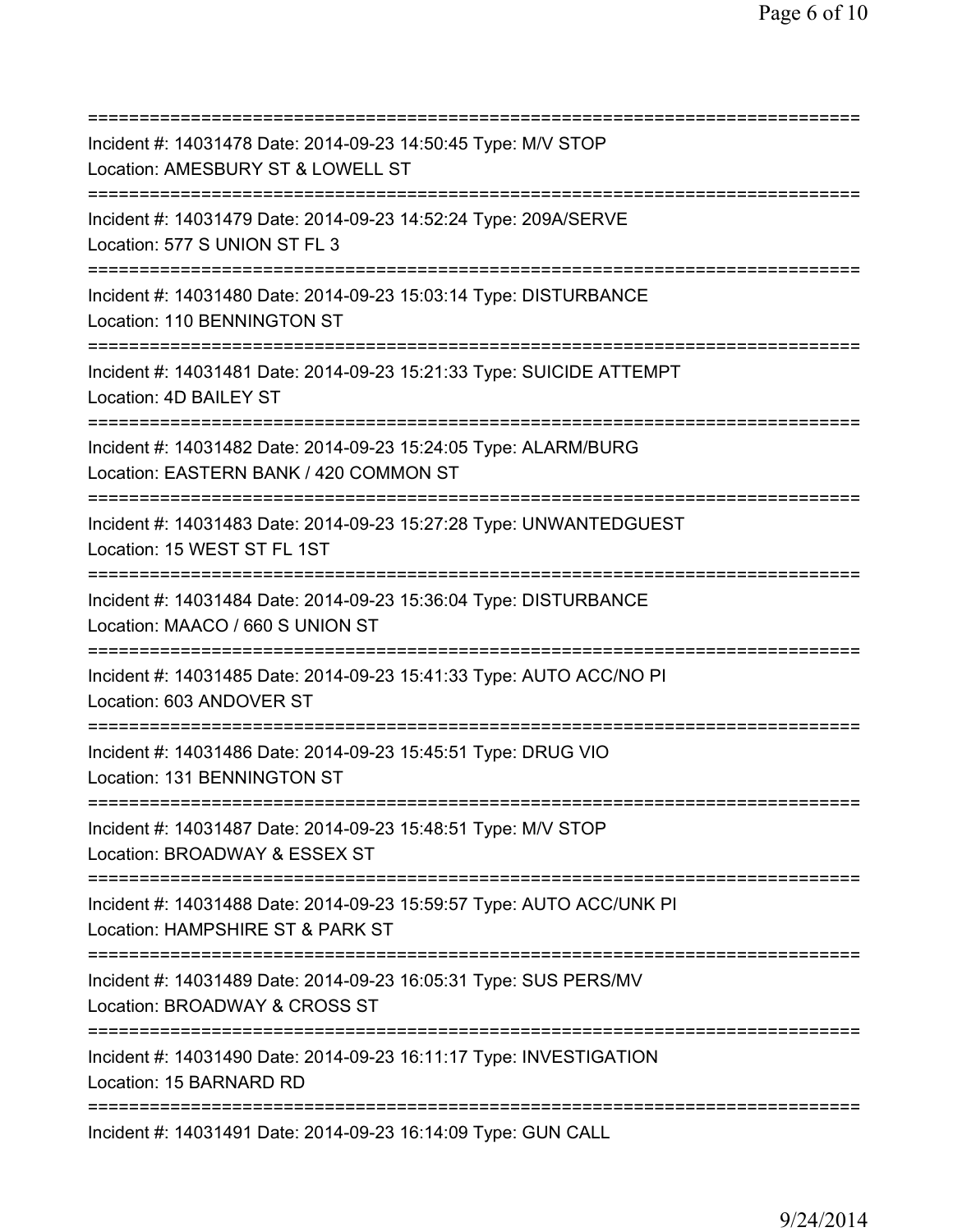===========================================================================
Incident #: 14031478 Date: 2014-09-23 14:50:45 Type: M/V STOP
Location: AMESBURY ST & LOWELL ST
===========================================================================
Incident #: 14031479 Date: 2014-09-23 14:52:24 Type: 209A/SERVE
Location: 577 S UNION ST FL 3
===========================================================================
Incident #: 14031480 Date: 2014-09-23 15:03:14 Type: DISTURBANCE
Location: 110 BENNINGTON ST
===========================================================================
Incident #: 14031481 Date: 2014-09-23 15:21:33 Type: SUICIDE ATTEMPT
Location: 4D BAILEY ST
===========================================================================
Incident #: 14031482 Date: 2014-09-23 15:24:05 Type: ALARM/BURG
Location: EASTERN BANK / 420 COMMON ST
===========================================================================
Incident #: 14031483 Date: 2014-09-23 15:27:28 Type: UNWANTEDGUEST
Location: 15 WEST ST FL 1ST
===========================================================================
Incident #: 14031484 Date: 2014-09-23 15:36:04 Type: DISTURBANCE
Location: MAACO / 660 S UNION ST
===========================================================================
Incident #: 14031485 Date: 2014-09-23 15:41:33 Type: AUTO ACC/NO PI
Location: 603 ANDOVER ST
===========================================================================
Incident #: 14031486 Date: 2014-09-23 15:45:51 Type: DRUG VIO
Location: 131 BENNINGTON ST
===========================================================================
Incident #: 14031487 Date: 2014-09-23 15:48:51 Type: M/V STOP
Location: BROADWAY & ESSEX ST
===========================================================================
Incident #: 14031488 Date: 2014-09-23 15:59:57 Type: AUTO ACC/UNK PI
Location: HAMPSHIRE ST & PARK ST
===========================================================================
Incident #: 14031489 Date: 2014-09-23 16:05:31 Type: SUS PERS/MV
Location: BROADWAY & CROSS ST
===========================================================================
Incident #: 14031490 Date: 2014-09-23 16:11:17 Type: INVESTIGATION
Location: 15 BARNARD RD
===========================================================================
Incident #: 14031491 Date: 2014-09-23 16:14:09 Type: GUN CALL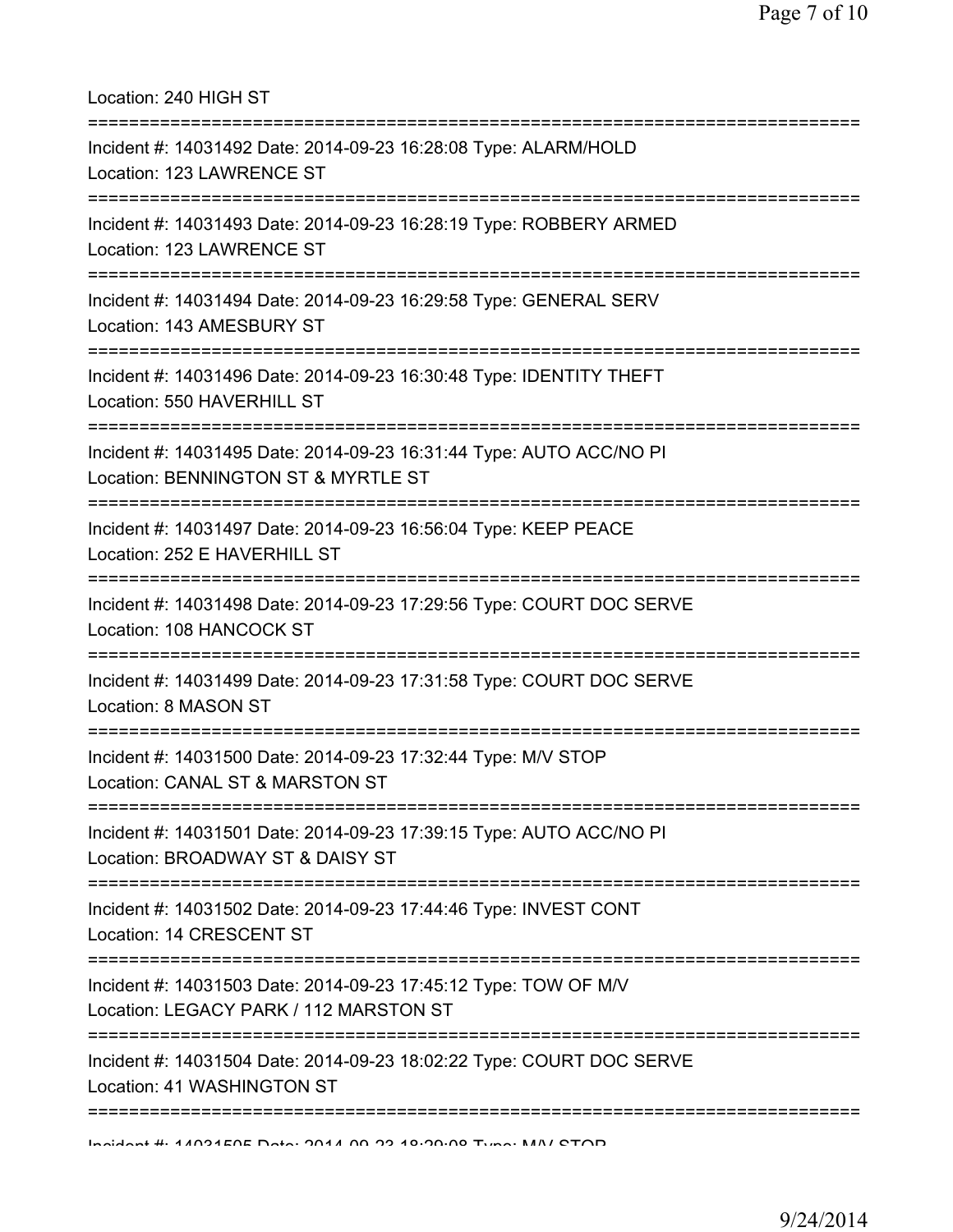Location: 240 HIGH ST

===========================================================================

Incident #: 14031492 Date: 2014-09-23 16:28:08 Type: ALARM/HOLD
Location: 123 LAWRENCE ST

===========================================================================

Incident #: 14031493 Date: 2014-09-23 16:28:19 Type: ROBBERY ARMED
Location: 123 LAWRENCE ST

===========================================================================

Incident #: 14031494 Date: 2014-09-23 16:29:58 Type: GENERAL SERV
Location: 143 AMESBURY ST

===========================================================================

Incident #: 14031496 Date: 2014-09-23 16:30:48 Type: IDENTITY THEFT
Location: 550 HAVERHILL ST

===========================================================================

Incident #: 14031495 Date: 2014-09-23 16:31:44 Type: AUTO ACC/NO PI
Location: BENNINGTON ST & MYRTLE ST

===========================================================================

Incident #: 14031497 Date: 2014-09-23 16:56:04 Type: KEEP PEACE
Location: 252 E HAVERHILL ST

===========================================================================

Incident #: 14031498 Date: 2014-09-23 17:29:56 Type: COURT DOC SERVE
Location: 108 HANCOCK ST

===========================================================================

Incident #: 14031499 Date: 2014-09-23 17:31:58 Type: COURT DOC SERVE
Location: 8 MASON ST

===========================================================================

Incident #: 14031500 Date: 2014-09-23 17:32:44 Type: M/V STOP
Location: CANAL ST & MARSTON ST

===========================================================================

Incident #: 14031501 Date: 2014-09-23 17:39:15 Type: AUTO ACC/NO PI
Location: BROADWAY ST & DAISY ST

===========================================================================

Incident #: 14031502 Date: 2014-09-23 17:44:46 Type: INVEST CONT
Location: 14 CRESCENT ST

===========================================================================

Incident #: 14031503 Date: 2014-09-23 17:45:12 Type: TOW OF M/V
Location: LEGACY PARK / 112 MARSTON ST

===========================================================================

Incident #: 14031504 Date: 2014-09-23 18:02:22 Type: COURT DOC SERVE
Location: 41 WASHINGTON ST

===========================================================================

Incident #: 14031505 Date: 2014-09-23 18:29:08 Type: M/V STOP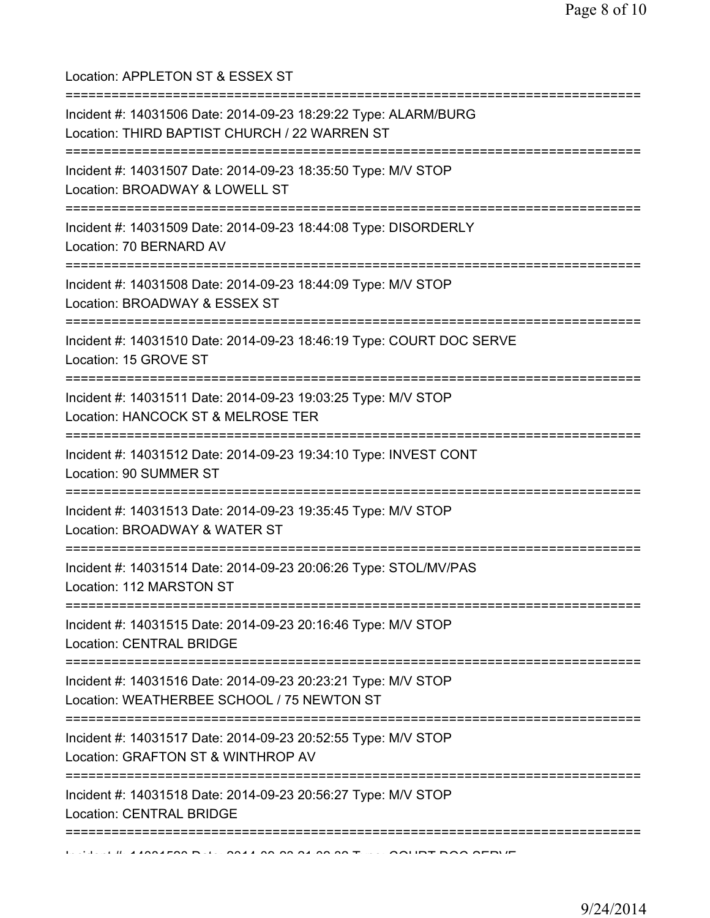Location: APPLETON ST & ESSEX ST

===========================================================================

Incident #: 14031506 Date: 2014-09-23 18:29:22 Type: ALARM/BURG
Location: THIRD BAPTIST CHURCH / 22 WARREN ST

===========================================================================

Incident #: 14031507 Date: 2014-09-23 18:35:50 Type: M/V STOP
Location: BROADWAY & LOWELL ST

===========================================================================

Incident #: 14031509 Date: 2014-09-23 18:44:08 Type: DISORDERLY
Location: 70 BERNARD AV

===========================================================================

Incident #: 14031508 Date: 2014-09-23 18:44:09 Type: M/V STOP
Location: BROADWAY & ESSEX ST

===========================================================================

Incident #: 14031510 Date: 2014-09-23 18:46:19 Type: COURT DOC SERVE
Location: 15 GROVE ST

===========================================================================

Incident #: 14031511 Date: 2014-09-23 19:03:25 Type: M/V STOP
Location: HANCOCK ST & MELROSE TER

===========================================================================

Incident #: 14031512 Date: 2014-09-23 19:34:10 Type: INVEST CONT
Location: 90 SUMMER ST

===========================================================================

Incident #: 14031513 Date: 2014-09-23 19:35:45 Type: M/V STOP
Location: BROADWAY & WATER ST

===========================================================================

Incident #: 14031514 Date: 2014-09-23 20:06:26 Type: STOL/MV/PAS
Location: 112 MARSTON ST

===========================================================================

Incident #: 14031515 Date: 2014-09-23 20:16:46 Type: M/V STOP
Location: CENTRAL BRIDGE

===========================================================================

Incident #: 14031516 Date: 2014-09-23 20:23:21 Type: M/V STOP
Location: WEATHERBEE SCHOOL / 75 NEWTON ST

===========================================================================

Incident #: 14031517 Date: 2014-09-23 20:52:55 Type: M/V STOP
Location: GRAFTON ST & WINTHROP AV

===========================================================================

Incident #: 14031518 Date: 2014-09-23 20:56:27 Type: M/V STOP
Location: CENTRAL BRIDGE

===========================================================================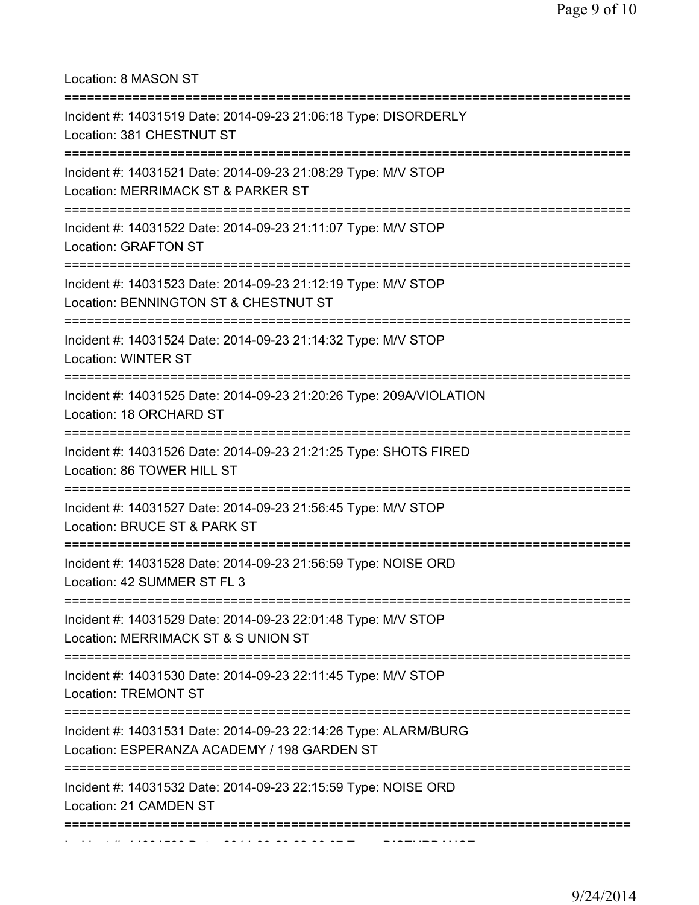Location: 8 MASON ST

===========================================================================

Incident #: 14031519 Date: 2014-09-23 21:06:18 Type: DISORDERLY
Location: 381 CHESTNUT ST

===========================================================================

Incident #: 14031521 Date: 2014-09-23 21:08:29 Type: M/V STOP
Location: MERRIMACK ST & PARKER ST

===========================================================================

Incident #: 14031522 Date: 2014-09-23 21:11:07 Type: M/V STOP
Location: GRAFTON ST

===========================================================================

Incident #: 14031523 Date: 2014-09-23 21:12:19 Type: M/V STOP
Location: BENNINGTON ST & CHESTNUT ST

===========================================================================

Incident #: 14031524 Date: 2014-09-23 21:14:32 Type: M/V STOP
Location: WINTER ST

===========================================================================

Incident #: 14031525 Date: 2014-09-23 21:20:26 Type: 209A/VIOLATION
Location: 18 ORCHARD ST

===========================================================================

Incident #: 14031526 Date: 2014-09-23 21:21:25 Type: SHOTS FIRED
Location: 86 TOWER HILL ST

===========================================================================

Incident #: 14031527 Date: 2014-09-23 21:56:45 Type: M/V STOP
Location: BRUCE ST & PARK ST

===========================================================================

Incident #: 14031528 Date: 2014-09-23 21:56:59 Type: NOISE ORD
Location: 42 SUMMER ST FL 3

===========================================================================

Incident #: 14031529 Date: 2014-09-23 22:01:48 Type: M/V STOP
Location: MERRIMACK ST & S UNION ST

===========================================================================

Incident #: 14031530 Date: 2014-09-23 22:11:45 Type: M/V STOP
Location: TREMONT ST

===========================================================================

Incident #: 14031531 Date: 2014-09-23 22:14:26 Type: ALARM/BURG
Location: ESPERANZA ACADEMY / 198 GARDEN ST

===========================================================================

Incident #: 14031532 Date: 2014-09-23 22:15:59 Type: NOISE ORD
Location: 21 CAMDEN ST

===========================================================================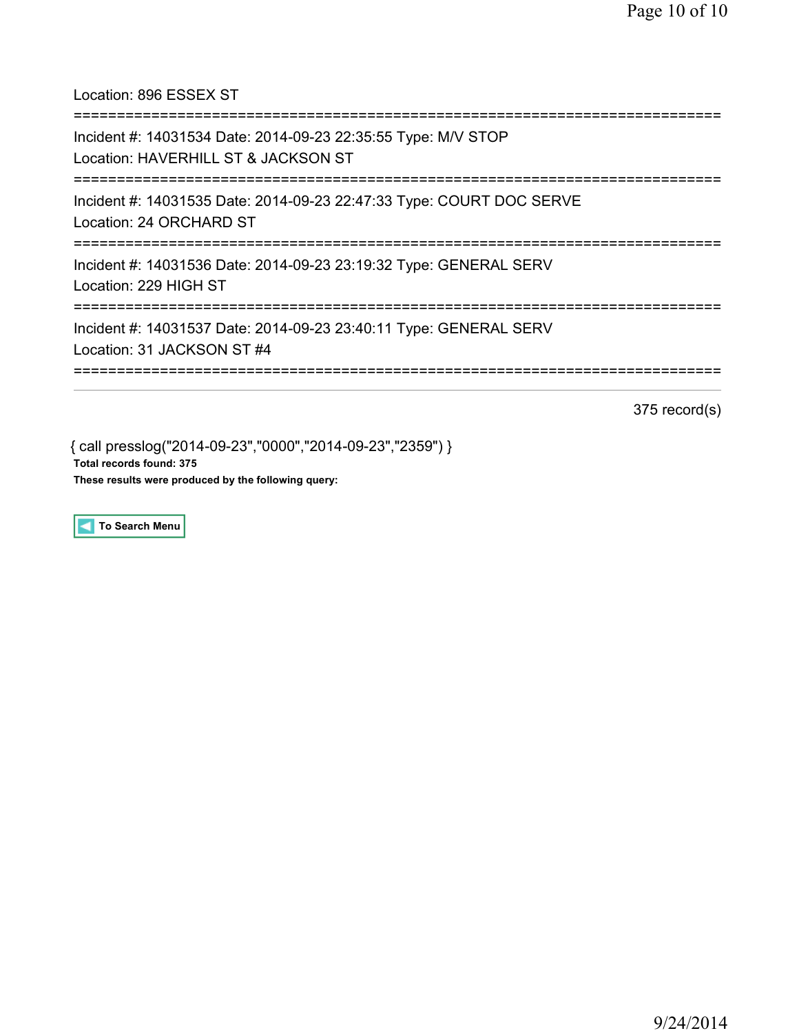Location: 896 ESSEX ST

===========================================================================

Incident #: 14031534 Date: 2014-09-23 22:35:55 Type: M/V STOP

Location: HAVERHILL ST & JACKSON ST

===========================================================================

Incident #: 14031535 Date: 2014-09-23 22:47:33 Type: COURT DOC SERVE

Location: 24 ORCHARD ST

===========================================================================

Incident #: 14031536 Date: 2014-09-23 23:19:32 Type: GENERAL SERV

Location: 229 HIGH ST

===========================================================================

Incident #: 14031537 Date: 2014-09-23 23:40:11 Type: GENERAL SERV

Location: 31 JACKSON ST #4

===========================================================================

375 record(s)

{ call presslog("2014-09-23","0000","2014-09-23","2359") }

**Total records found: 375**

**These results were produced by the following query:**

**To Search Menu**